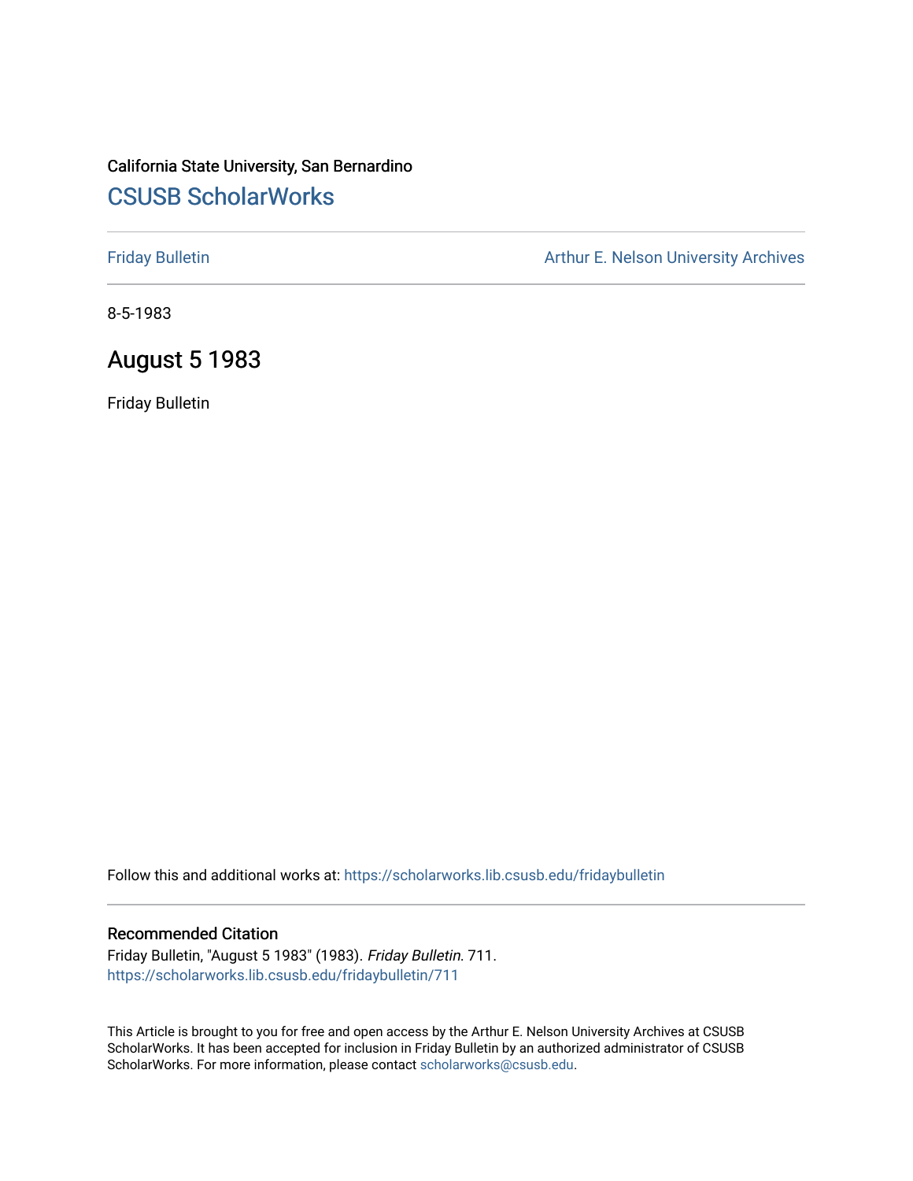California State University, San Bernardino

# CSUSB ScholarWorks

Friday Bulletin

Arthur E. Nelson University Archives

8-5-1983

## August 5 1983

Friday Bulletin

Follow this and additional works at: https://scholarworks.lib.csusb.edu/fridaybulletin

### Recommended Citation

Friday Bulletin, "August 5 1983" (1983). *Friday Bulletin*. 711.
https://scholarworks.lib.csusb.edu/fridaybulletin/711

This Article is brought to you for free and open access by the Arthur E. Nelson University Archives at CSUSB ScholarWorks. It has been accepted for inclusion in Friday Bulletin by an authorized administrator of CSUSB ScholarWorks. For more information, please contact scholarworks@csusb.edu.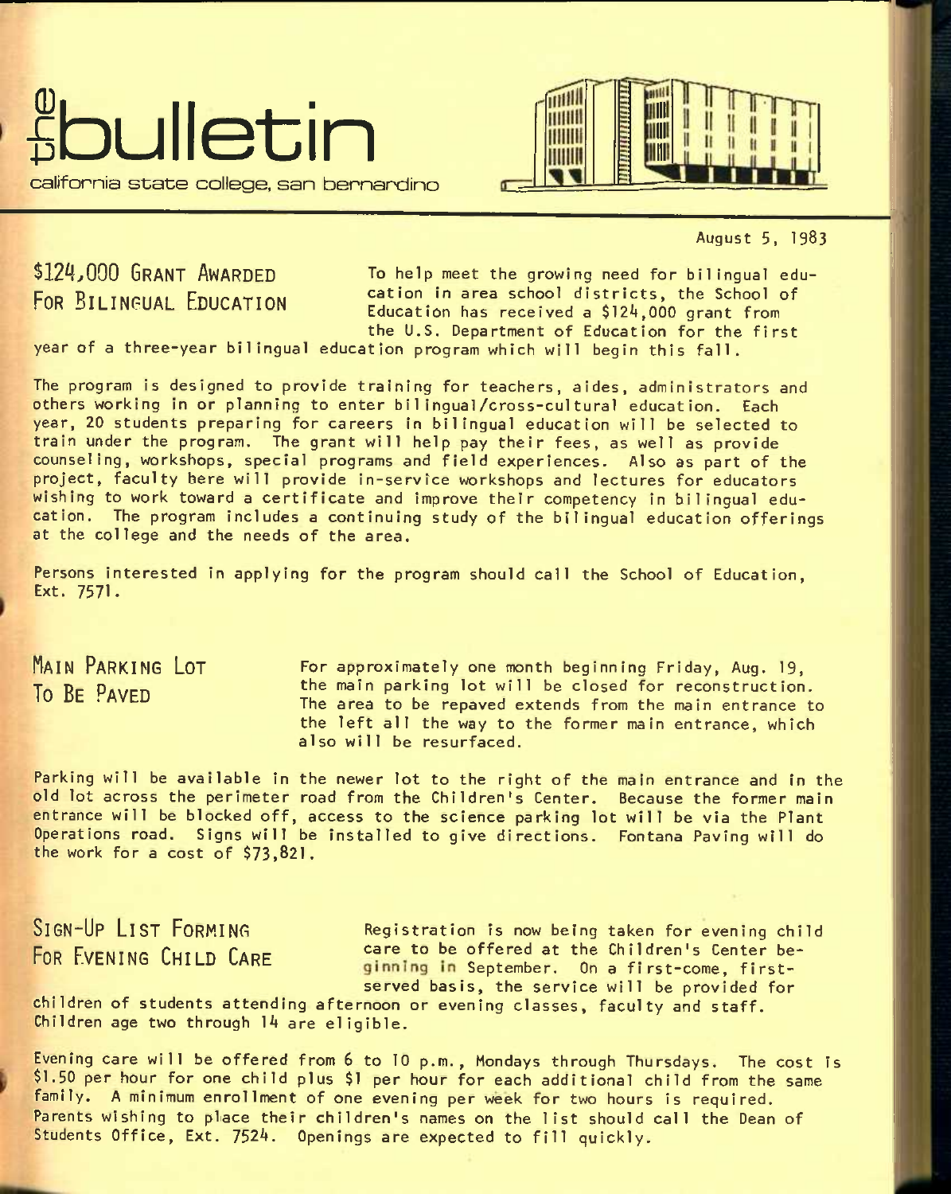# the bulletin

california state college, san bernardino

August 5, 1983

## $124,000 Grant Awarded For Bilingual Education

To help meet the growing need for bilingual education in area school districts, the School of Education has received a $124,000 grant from the U.S. Department of Education for the first year of a three-year bilingual education program which will begin this fall.

The program is designed to provide training for teachers, aides, administrators and others working in or planning to enter bilingual/cross-cultural education. Each year, 20 students preparing for careers in bilingual education will be selected to train under the program. The grant will help pay their fees, as well as provide counseling, workshops, special programs and field experiences. Also as part of the project, faculty here will provide in-service workshops and lectures for educators wishing to work toward a certificate and improve their competency in bilingual education. The program includes a continuing study of the bilingual education offerings at the college and the needs of the area.

Persons interested in applying for the program should call the School of Education, Ext. 7571.

## Main Parking Lot To Be Paved

For approximately one month beginning Friday, Aug. 19, the main parking lot will be closed for reconstruction. The area to be repaved extends from the main entrance to the left all the way to the former main entrance, which also will be resurfaced.

Parking will be available in the newer lot to the right of the main entrance and in the old lot across the perimeter road from the Children's Center. Because the former main entrance will be blocked off, access to the science parking lot will be via the Plant Operations road. Signs will be installed to give directions. Fontana Paving will do the work for a cost of $73,821.

## Sign-Up List Forming For Evening Child Care

Registration is now being taken for evening child care to be offered at the Children's Center beginning in September. On a first-come, first-served basis, the service will be provided for children of students attending afternoon or evening classes, faculty and staff. Children age two through 14 are eligible.

Evening care will be offered from 6 to 10 p.m., Mondays through Thursdays. The cost is $1.50 per hour for one child plus $1 per hour for each additional child from the same family. A minimum enrollment of one evening per week for two hours is required. Parents wishing to place their children's names on the list should call the Dean of Students Office, Ext. 7524. Openings are expected to fill quickly.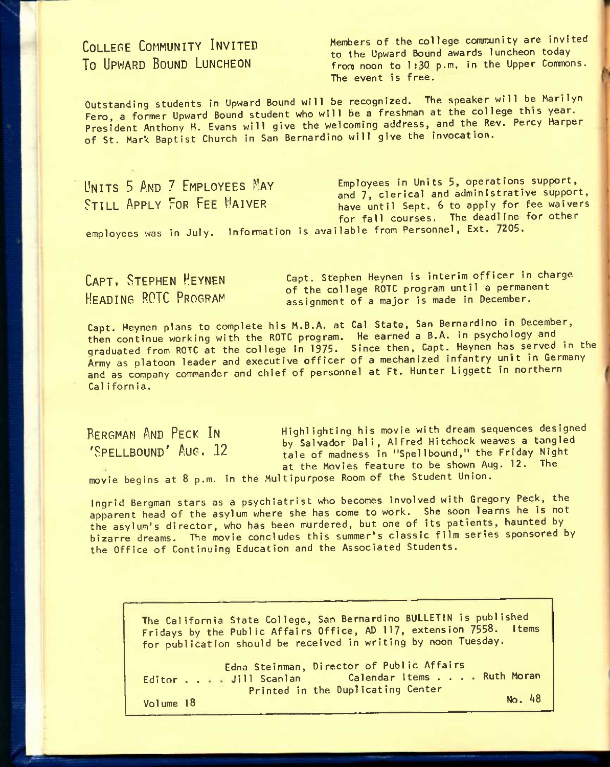## College Community Invited To Upward Bound Luncheon

Members of the college community are invited to the Upward Bound awards luncheon today from noon to 1:30 p.m. in the Upper Commons. The event is free.

Outstanding students in Upward Bound will be recognized. The speaker will be Marilyn Fero, a former Upward Bound student who will be a freshman at the college this year. President Anthony H. Evans will give the welcoming address, and the Rev. Percy Harper of St. Mark Baptist Church in San Bernardino will give the invocation.

## Units 5 And 7 Employees May Still Apply For Fee Waiver

Employees in Units 5, operations support, and 7, clerical and administrative support, have until Sept. 6 to apply for fee waivers for fall courses. The deadline for other employees was in July. Information is available from Personnel, Ext. 7205.

## Capt. Stephen Heynen Heading ROTC Program

Capt. Stephen Heynen is interim officer in charge of the college ROTC program until a permanent assignment of a major is made in December.

Capt. Heynen plans to complete his M.B.A. at Cal State, San Bernardino in December, then continue working with the ROTC program. He earned a B.A. in psychology and graduated from ROTC at the college in 1975. Since then, Capt. Heynen has served in the Army as platoon leader and executive officer of a mechanized infantry unit in Germany and as company commander and chief of personnel at Ft. Hunter Liggett in northern California.

## Bergman And Peck In 'Spellbound' Aug. 12

Highlighting his movie with dream sequences designed by Salvador Dali, Alfred Hitchock weaves a tangled tale of madness in "Spellbound," the Friday Night at the Movies feature to be shown Aug. 12. The movie begins at 8 p.m. in the Multipurpose Room of the Student Union.

Ingrid Bergman stars as a psychiatrist who becomes involved with Gregory Peck, the apparent head of the asylum where she has come to work. She soon learns he is not the asylum's director, who has been murdered, but one of its patients, haunted by bizarre dreams. The movie concludes this summer's classic film series sponsored by the Office of Continuing Education and the Associated Students.

---

The California State College, San Bernardino BULLETIN is published Fridays by the Public Affairs Office, AD 117, extension 7558. Items for publication should be received in writing by noon Tuesday.

Edna Steinman, Director of Public Affairs

Editor . . . . Jill Scanlan  Calendar Items . . . . Ruth Moran

Printed in the Duplicating Center

Volume 18  No. 48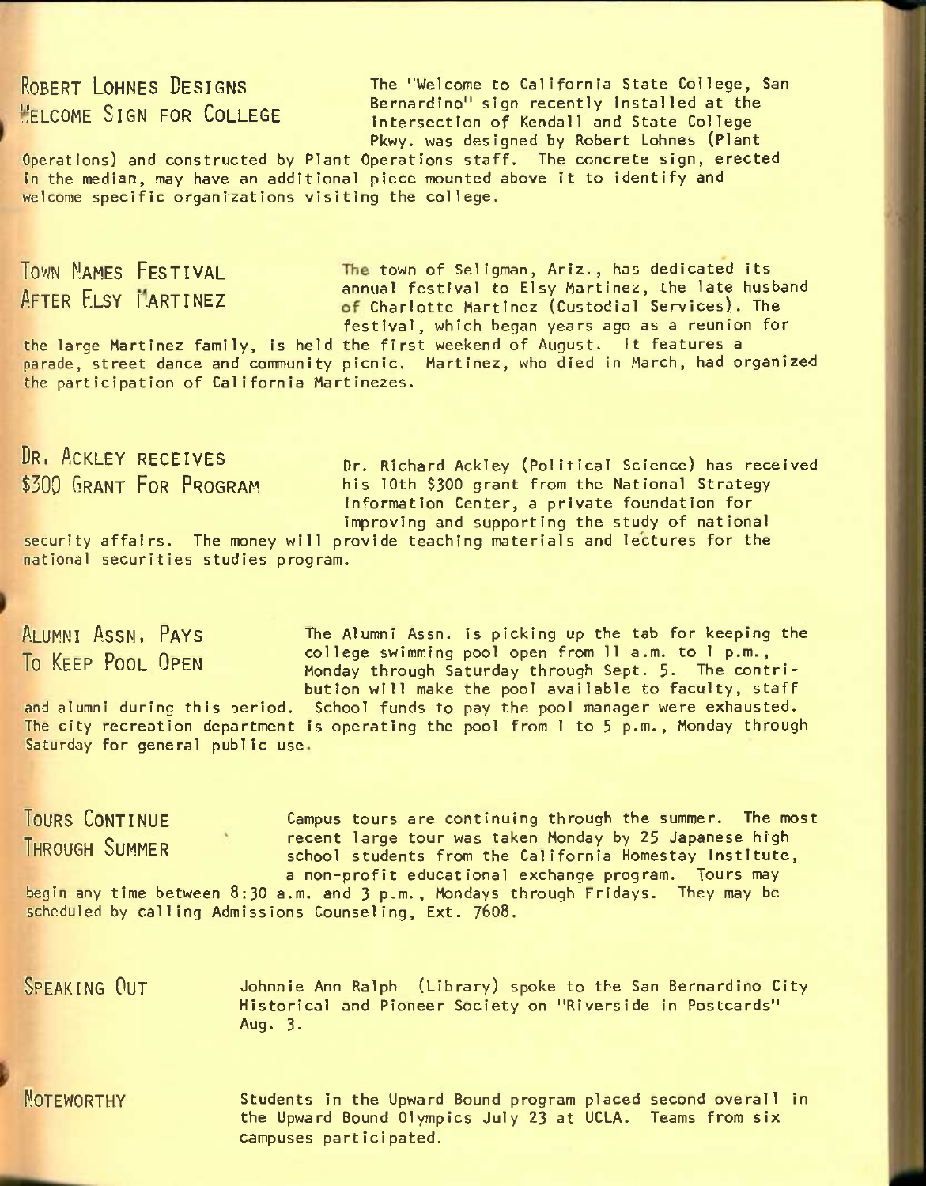## ROBERT LOHNES DESIGNS WELCOME SIGN FOR COLLEGE

The "Welcome to California State College, San Bernardino" sign recently installed at the intersection of Kendall and State College Pkwy. was designed by Robert Lohnes (Plant Operations) and constructed by Plant Operations staff. The concrete sign, erected in the median, may have an additional piece mounted above it to identify and welcome specific organizations visiting the college.

## TOWN NAMES FESTIVAL AFTER ELSY MARTINEZ

The town of Seligman, Ariz., has dedicated its annual festival to Elsy Martinez, the late husband of Charlotte Martinez (Custodial Services). The festival, which began years ago as a reunion for the large Martinez family, is held the first weekend of August. It features a parade, street dance and community picnic. Martinez, who died in March, had organized the participation of California Martinezes.

## DR. ACKLEY RECEIVES $300 GRANT FOR PROGRAM

Dr. Richard Ackley (Political Science) has received his 10th $300 grant from the National Strategy Information Center, a private foundation for improving and supporting the study of national security affairs. The money will provide teaching materials and lectures for the national securities studies program.

## ALUMNI ASSN. PAYS TO KEEP POOL OPEN

The Alumni Assn. is picking up the tab for keeping the college swimming pool open from 11 a.m. to 1 p.m., Monday through Saturday through Sept. 5. The contribution will make the pool available to faculty, staff and alumni during this period. School funds to pay the pool manager were exhausted. The city recreation department is operating the pool from 1 to 5 p.m., Monday through Saturday for general public use.

## TOURS CONTINUE THROUGH SUMMER

Campus tours are continuing through the summer. The most recent large tour was taken Monday by 25 Japanese high school students from the California Homestay Institute, a non-profit educational exchange program. Tours may begin any time between 8:30 a.m. and 3 p.m., Mondays through Fridays. They may be scheduled by calling Admissions Counseling, Ext. 7608.

## SPEAKING OUT

Johnnie Ann Ralph (Library) spoke to the San Bernardino City Historical and Pioneer Society on "Riverside in Postcards" Aug. 3.

## NOTEWORTHY

Students in the Upward Bound program placed second overall in the Upward Bound Olympics July 23 at UCLA. Teams from six campuses participated.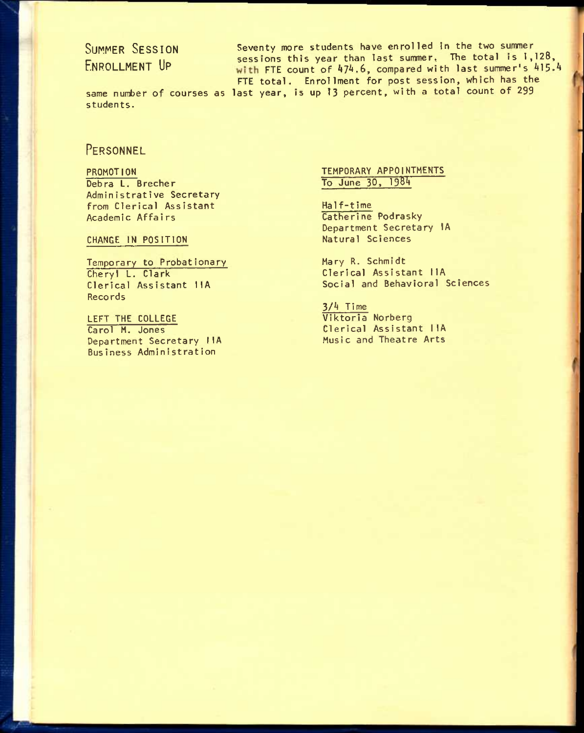## Summer Session Enrollment Up

Seventy more students have enrolled in the two summer sessions this year than last summer. The total is 1,128, with FTE count of 474.6, compared with last summer's 415.4 FTE total. Enrollment for post session, which has the same number of courses as last year, is up 13 percent, with a total count of 299 students.

## Personnel

### PROMOTION

Debra L. Brecher
Administrative Secretary
from Clerical Assistant
Academic Affairs

### CHANGE IN POSITION

Temporary to Probationary

Cheryl L. Clark
Clerical Assistant IIA
Records

### LEFT THE COLLEGE

Carol M. Jones
Department Secretary IIA
Business Administration

### TEMPORARY APPOINTMENTS

To June 30, 1984

Half-time

Catherine Podrasky
Department Secretary IA
Natural Sciences

Mary R. Schmidt
Clerical Assistant IIA
Social and Behavioral Sciences

3/4 Time

Viktoria Norberg
Clerical Assistant IIA
Music and Theatre Arts